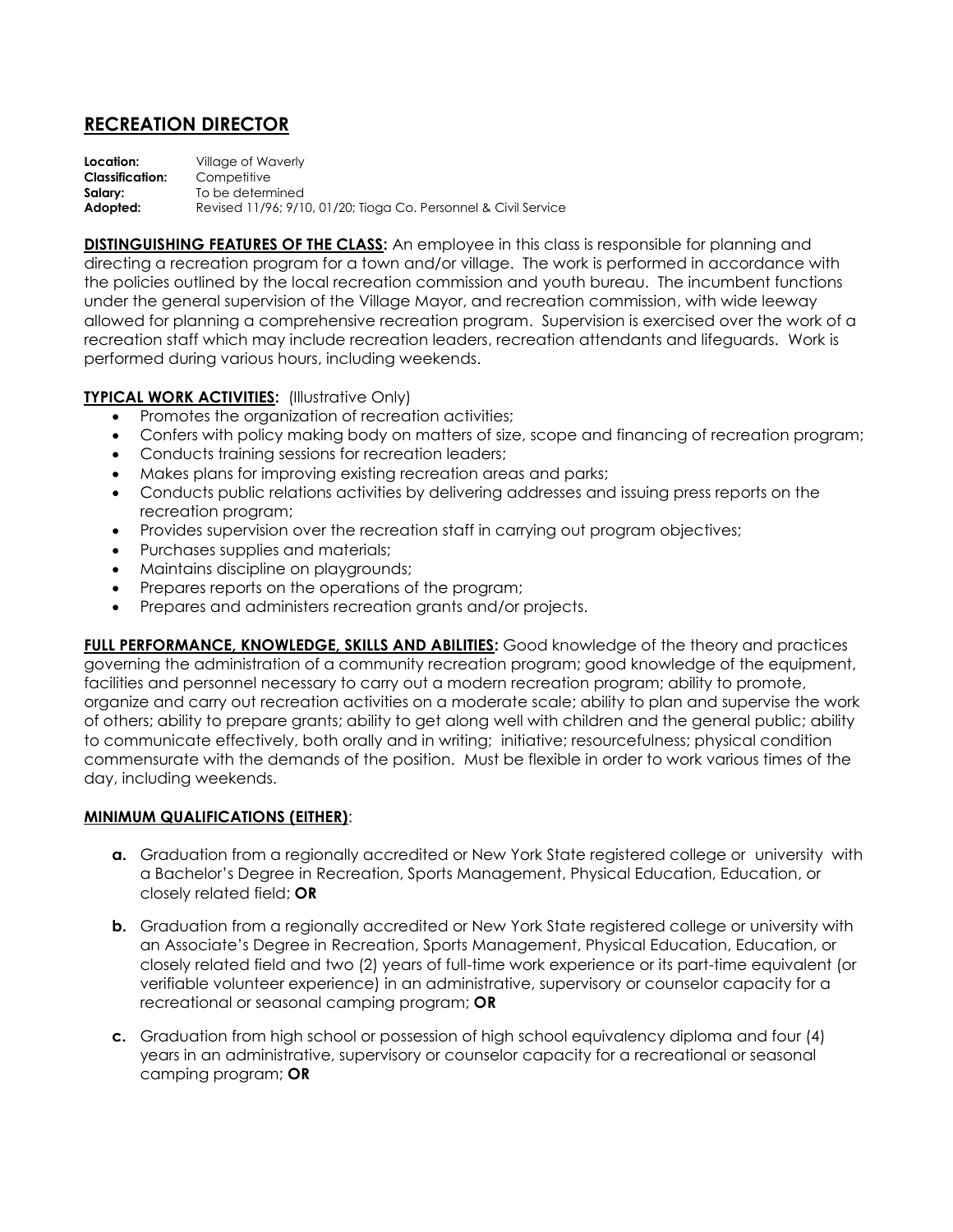# RECREATION DIRECTOR

**Location:** Village of Waverly
**Classification:** Competitive
**Salary:** To be determined
**Adopted:** Revised 11/96; 9/10, 01/20; Tioga Co. Personnel & Civil Service

**DISTINGUISHING FEATURES OF THE CLASS:** An employee in this class is responsible for planning and directing a recreation program for a town and/or village. The work is performed in accordance with the policies outlined by the local recreation commission and youth bureau. The incumbent functions under the general supervision of the Village Mayor, and recreation commission, with wide leeway allowed for planning a comprehensive recreation program. Supervision is exercised over the work of a recreation staff which may include recreation leaders, recreation attendants and lifeguards. Work is performed during various hours, including weekends.

**TYPICAL WORK ACTIVITIES:** (Illustrative Only)

- Promotes the organization of recreation activities;
- Confers with policy making body on matters of size, scope and financing of recreation program;
- Conducts training sessions for recreation leaders;
- Makes plans for improving existing recreation areas and parks;
- Conducts public relations activities by delivering addresses and issuing press reports on the recreation program;
- Provides supervision over the recreation staff in carrying out program objectives;
- Purchases supplies and materials;
- Maintains discipline on playgrounds;
- Prepares reports on the operations of the program;
- Prepares and administers recreation grants and/or projects.

**FULL PERFORMANCE, KNOWLEDGE, SKILLS AND ABILITIES:** Good knowledge of the theory and practices governing the administration of a community recreation program; good knowledge of the equipment, facilities and personnel necessary to carry out a modern recreation program; ability to promote, organize and carry out recreation activities on a moderate scale; ability to plan and supervise the work of others; ability to prepare grants; ability to get along well with children and the general public; ability to communicate effectively, both orally and in writing; initiative; resourcefulness; physical condition commensurate with the demands of the position. Must be flexible in order to work various times of the day, including weekends.

**MINIMUM QUALIFICATIONS (EITHER)**:

**a.** Graduation from a regionally accredited or New York State registered college or university with a Bachelor's Degree in Recreation, Sports Management, Physical Education, Education, or closely related field; **OR**

**b.** Graduation from a regionally accredited or New York State registered college or university with an Associate's Degree in Recreation, Sports Management, Physical Education, Education, or closely related field and two (2) years of full-time work experience or its part-time equivalent (or verifiable volunteer experience) in an administrative, supervisory or counselor capacity for a recreational or seasonal camping program; **OR**

**c.** Graduation from high school or possession of high school equivalency diploma and four (4) years in an administrative, supervisory or counselor capacity for a recreational or seasonal camping program; **OR**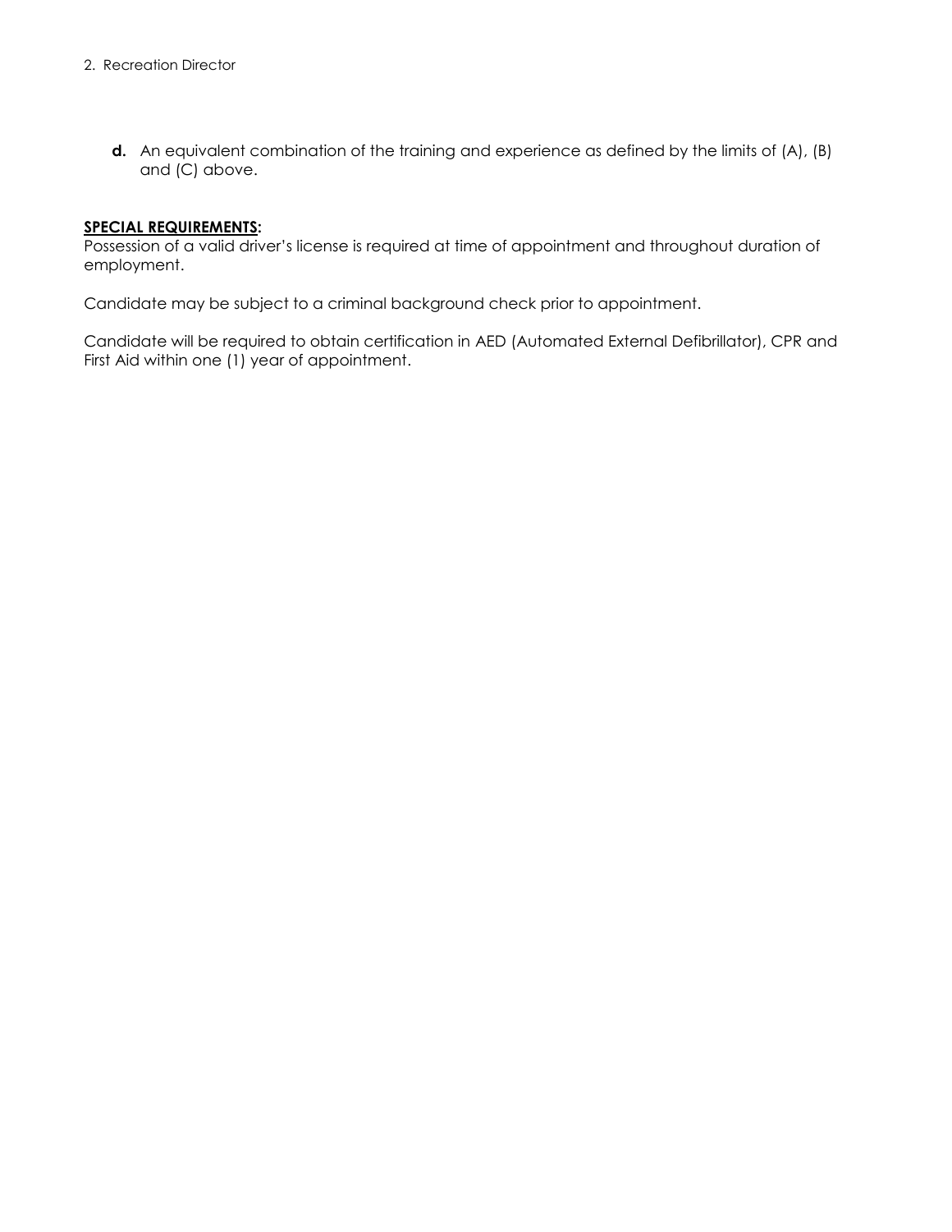**d.** An equivalent combination of the training and experience as defined by the limits of (A), (B) and (C) above.

**SPECIAL REQUIREMENTS:**

Possession of a valid driver's license is required at time of appointment and throughout duration of employment.

Candidate may be subject to a criminal background check prior to appointment.

Candidate will be required to obtain certification in AED (Automated External Defibrillator), CPR and First Aid within one (1) year of appointment.